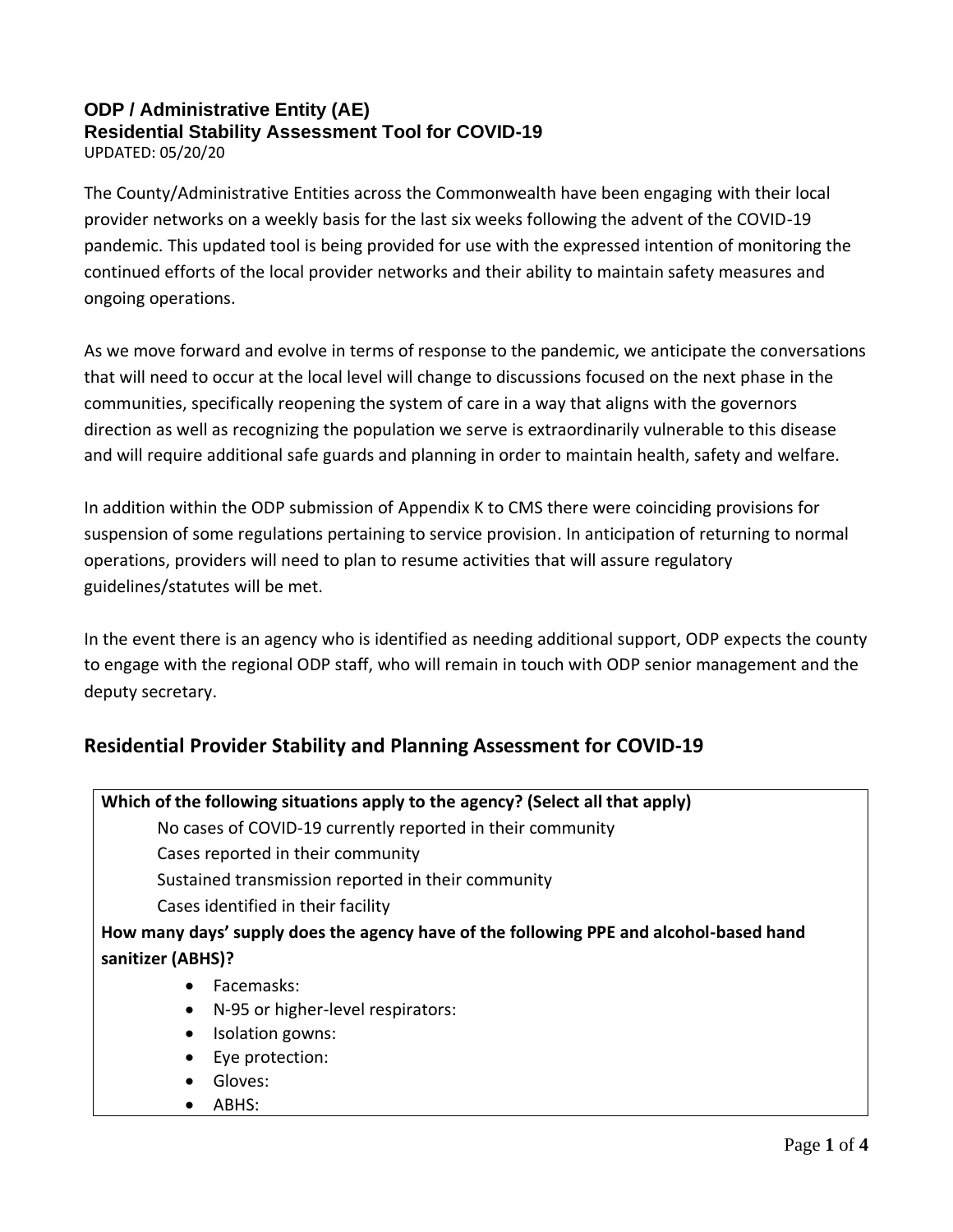## ODP / Administrative Entity (AE)
## Residential Stability Assessment Tool for COVID-19

UPDATED: 05/20/20

The County/Administrative Entities across the Commonwealth have been engaging with their local provider networks on a weekly basis for the last six weeks following the advent of the COVID-19 pandemic. This updated tool is being provided for use with the expressed intention of monitoring the continued efforts of the local provider networks and their ability to maintain safety measures and ongoing operations.

As we move forward and evolve in terms of response to the pandemic, we anticipate the conversations that will need to occur at the local level will change to discussions focused on the next phase in the communities, specifically reopening the system of care in a way that aligns with the governors direction as well as recognizing the population we serve is extraordinarily vulnerable to this disease and will require additional safe guards and planning in order to maintain health, safety and welfare.

In addition within the ODP submission of Appendix K to CMS there were coinciding provisions for suspension of some regulations pertaining to service provision. In anticipation of returning to normal operations, providers will need to plan to resume activities that will assure regulatory guidelines/statutes will be met.

In the event there is an agency who is identified as needing additional support, ODP expects the county to engage with the regional ODP staff, who will remain in touch with ODP senior management and the deputy secretary.

## Residential Provider Stability and Planning Assessment for COVID-19

**Which of the following situations apply to the agency? (Select all that apply)**

- No cases of COVID-19 currently reported in their community
- Cases reported in their community
- Sustained transmission reported in their community
- Cases identified in their facility

**How many days' supply does the agency have of the following PPE and alcohol-based hand sanitizer (ABHS)?**

- Facemasks:
- N-95 or higher-level respirators:
- Isolation gowns:
- Eye protection:
- Gloves:
- ABHS: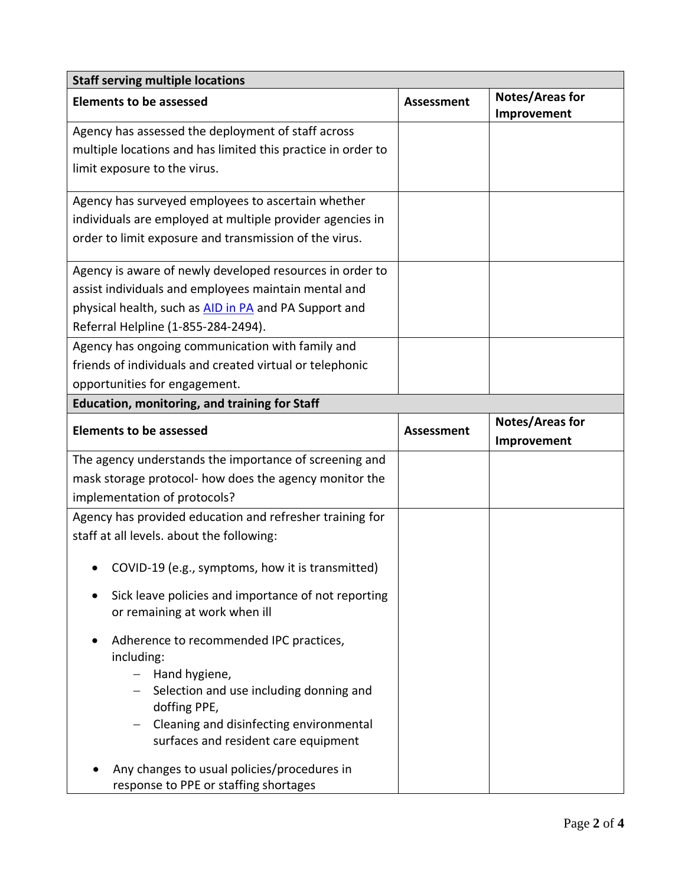| Staff serving multiple locations | | |
| --- | --- | --- |
| **Elements to be assessed** | **Assessment** | **Notes/Areas for Improvement** |
| Agency has assessed the deployment of staff across multiple locations and has limited this practice in order to limit exposure to the virus. | | |
| Agency has surveyed employees to ascertain whether individuals are employed at multiple provider agencies in order to limit exposure and transmission of the virus. | | |
| Agency is aware of newly developed resources in order to assist individuals and employees maintain mental and physical health, such as [AID in PA] and PA Support and Referral Helpline (1-855-284-2494). | | |
| Agency has ongoing communication with family and friends of individuals and created virtual or telephonic opportunities for engagement. | | |

| Education, monitoring, and training for Staff | | |
| --- | --- | --- |
| **Elements to be assessed** | **Assessment** | **Notes/Areas for Improvement** |
| The agency understands the importance of screening and mask storage protocol- how does the agency monitor the implementation of protocols? | | |
| Agency has provided education and refresher training for staff at all levels. about the following:<br>• COVID-19 (e.g., symptoms, how it is transmitted)<br>• Sick leave policies and importance of not reporting or remaining at work when ill<br>• Adherence to recommended IPC practices, including:<br>– Hand hygiene,<br>– Selection and use including donning and doffing PPE,<br>– Cleaning and disinfecting environmental surfaces and resident care equipment<br>• Any changes to usual policies/procedures in response to PPE or staffing shortages | | |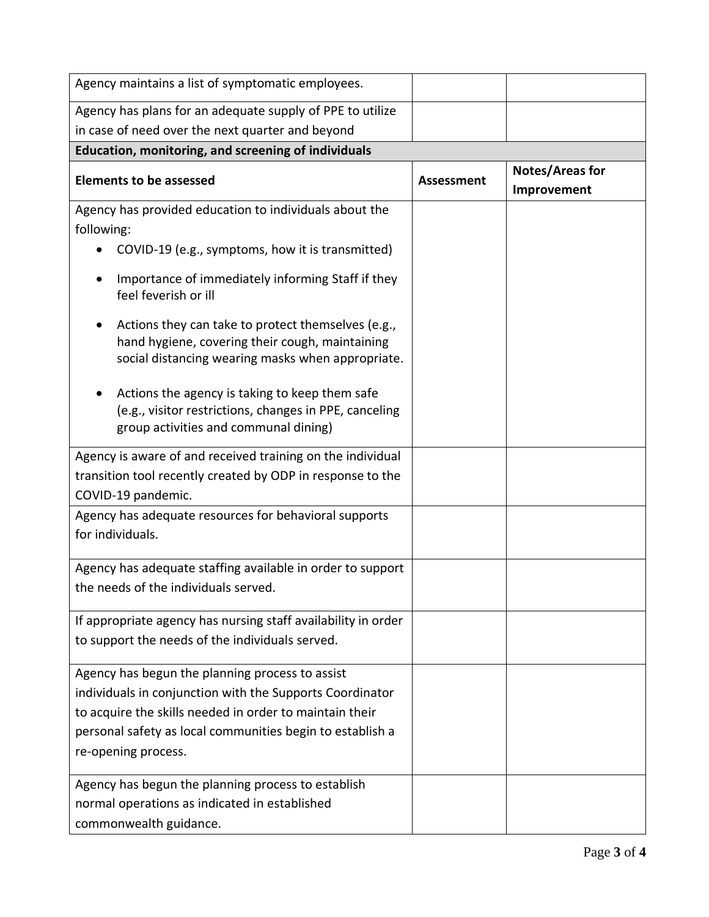| | | |
|---|---|---|
| Agency maintains a list of symptomatic employees. | | |
| Agency has plans for an adequate supply of PPE to utilize in case of need over the next quarter and beyond | | |
| **Education, monitoring, and screening of individuals** | | |
| **Elements to be assessed** | **Assessment** | **Notes/Areas for Improvement** |
| Agency has provided education to individuals about the following:<br>• COVID-19 (e.g., symptoms, how it is transmitted)<br>• Importance of immediately informing Staff if they feel feverish or ill<br>• Actions they can take to protect themselves (e.g., hand hygiene, covering their cough, maintaining social distancing wearing masks when appropriate.<br>• Actions the agency is taking to keep them safe (e.g., visitor restrictions, changes in PPE, canceling group activities and communal dining) | | |
| Agency is aware of and received training on the individual transition tool recently created by ODP in response to the COVID-19 pandemic. | | |
| Agency has adequate resources for behavioral supports for individuals. | | |
| Agency has adequate staffing available in order to support the needs of the individuals served. | | |
| If appropriate agency has nursing staff availability in order to support the needs of the individuals served. | | |
| Agency has begun the planning process to assist individuals in conjunction with the Supports Coordinator to acquire the skills needed in order to maintain their personal safety as local communities begin to establish a re-opening process. | | |
| Agency has begun the planning process to establish normal operations as indicated in established commonwealth guidance. | | |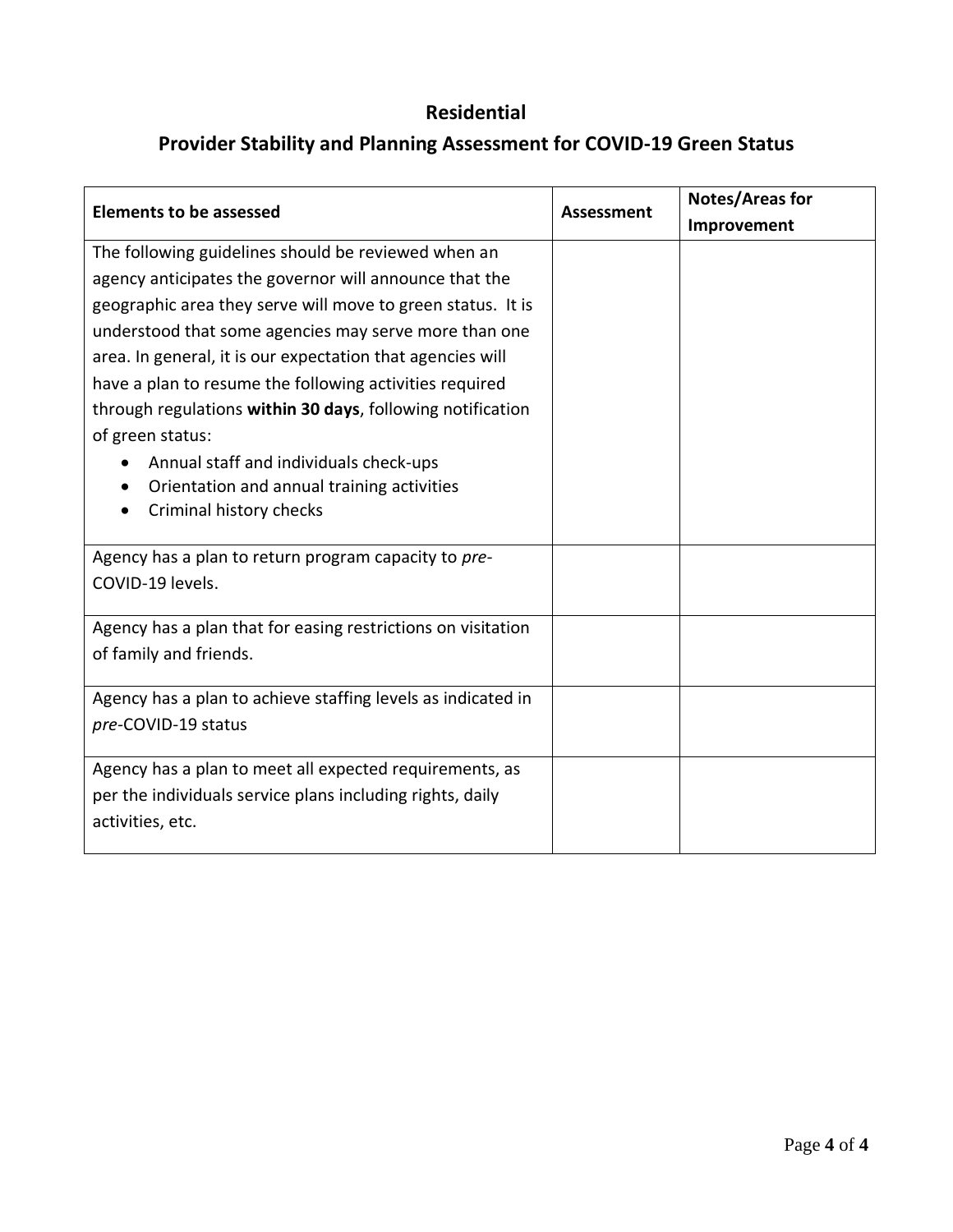## Residential

## Provider Stability and Planning Assessment for COVID-19 Green Status

| Elements to be assessed | Assessment | Notes/Areas for Improvement |
| --- | --- | --- |
| The following guidelines should be reviewed when an agency anticipates the governor will announce that the geographic area they serve will move to green status. It is understood that some agencies may serve more than one area. In general, it is our expectation that agencies will have a plan to resume the following activities required through regulations **within 30 days**, following notification of green status:<br>• Annual staff and individuals check-ups<br>• Orientation and annual training activities<br>• Criminal history checks | | |
| Agency has a plan to return program capacity to *pre*-COVID-19 levels. | | |
| Agency has a plan that for easing restrictions on visitation of family and friends. | | |
| Agency has a plan to achieve staffing levels as indicated in *pre*-COVID-19 status | | |
| Agency has a plan to meet all expected requirements, as per the individuals service plans including rights, daily activities, etc. | | |